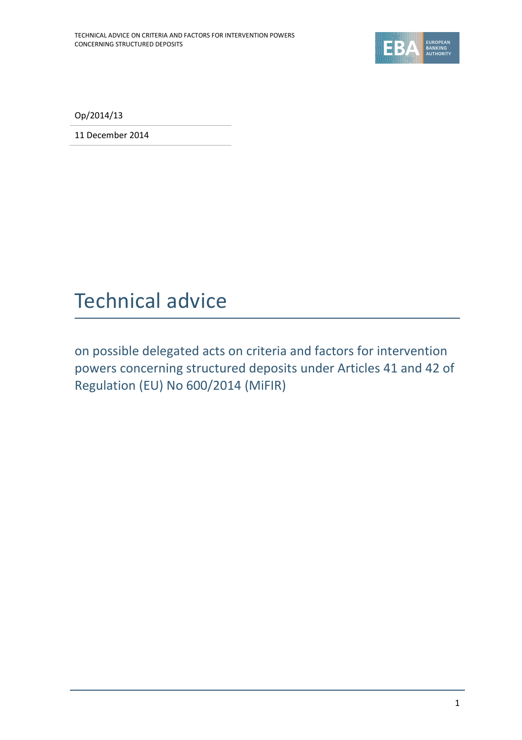Op/2014/13

11 December 2014

# Technical advice

on possible delegated acts on criteria and factors for intervention powers concerning structured deposits under Articles 41 and 42 of Regulation (EU) No 600/2014 (MiFIR)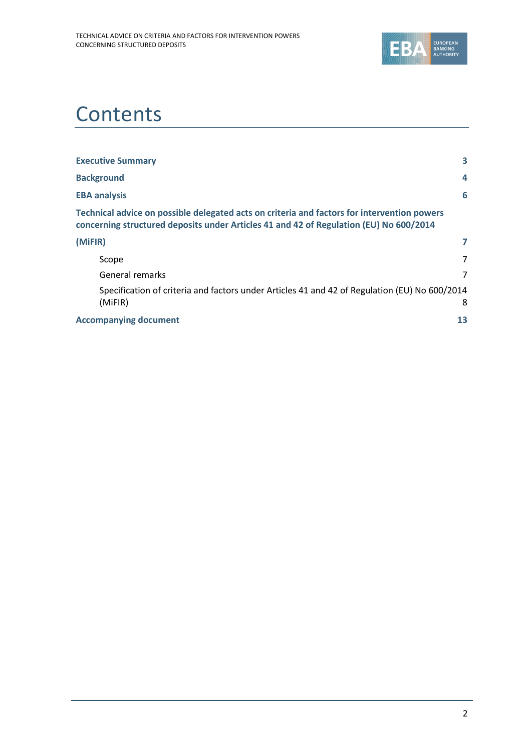# Contents

| | |
|---|---|
| **Executive Summary** | **3** |
| **Background** | **4** |
| **EBA analysis** | **6** |
| **Technical advice on possible delegated acts on criteria and factors for intervention powers concerning structured deposits under Articles 41 and 42 of Regulation (EU) No 600/2014 (MiFIR)** | **7** |
| Scope | 7 |
| General remarks | 7 |
| Specification of criteria and factors under Articles 41 and 42 of Regulation (EU) No 600/2014 (MiFIR) | 8 |
| **Accompanying document** | **13** |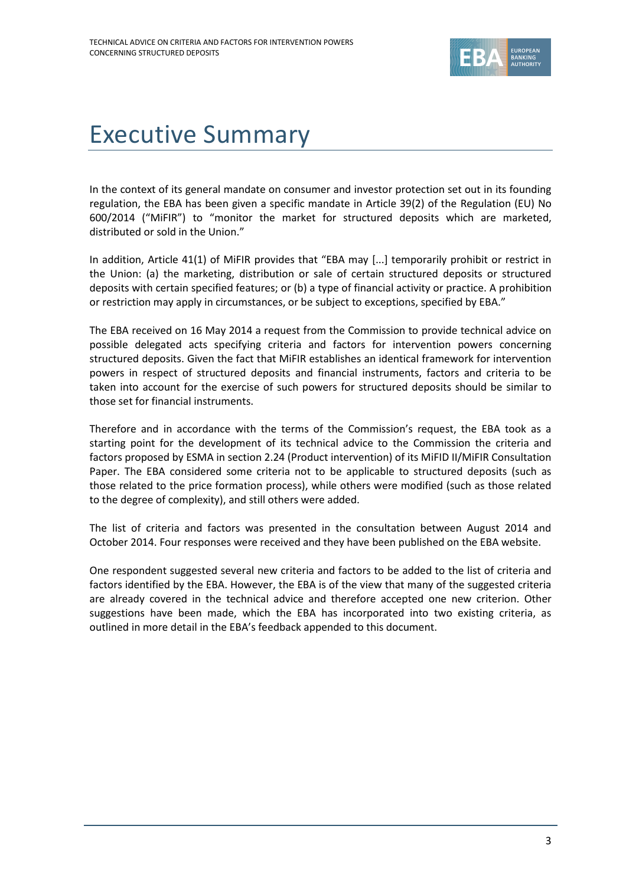# Executive Summary

In the context of its general mandate on consumer and investor protection set out in its founding regulation, the EBA has been given a specific mandate in Article 39(2) of the Regulation (EU) No 600/2014 ("MiFIR") to "monitor the market for structured deposits which are marketed, distributed or sold in the Union."

In addition, Article 41(1) of MiFIR provides that "EBA may [...] temporarily prohibit or restrict in the Union: (a) the marketing, distribution or sale of certain structured deposits or structured deposits with certain specified features; or (b) a type of financial activity or practice. A prohibition or restriction may apply in circumstances, or be subject to exceptions, specified by EBA."

The EBA received on 16 May 2014 a request from the Commission to provide technical advice on possible delegated acts specifying criteria and factors for intervention powers concerning structured deposits. Given the fact that MiFIR establishes an identical framework for intervention powers in respect of structured deposits and financial instruments, factors and criteria to be taken into account for the exercise of such powers for structured deposits should be similar to those set for financial instruments.

Therefore and in accordance with the terms of the Commission's request, the EBA took as a starting point for the development of its technical advice to the Commission the criteria and factors proposed by ESMA in section 2.24 (Product intervention) of its MiFID II/MiFIR Consultation Paper. The EBA considered some criteria not to be applicable to structured deposits (such as those related to the price formation process), while others were modified (such as those related to the degree of complexity), and still others were added.

The list of criteria and factors was presented in the consultation between August 2014 and October 2014. Four responses were received and they have been published on the EBA website.

One respondent suggested several new criteria and factors to be added to the list of criteria and factors identified by the EBA. However, the EBA is of the view that many of the suggested criteria are already covered in the technical advice and therefore accepted one new criterion. Other suggestions have been made, which the EBA has incorporated into two existing criteria, as outlined in more detail in the EBA's feedback appended to this document.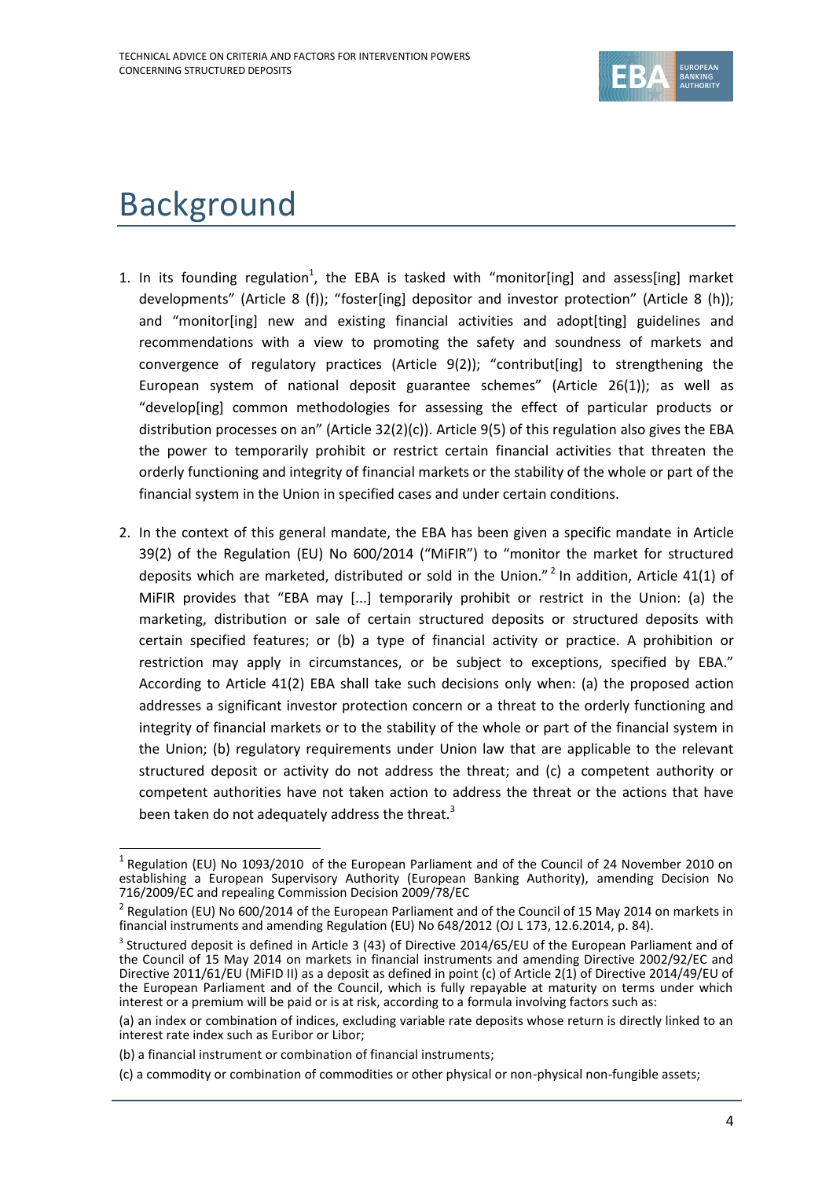# Background

1. In its founding regulation[1], the EBA is tasked with "monitor[ing] and assess[ing] market developments" (Article 8 (f)); "foster[ing] depositor and investor protection" (Article 8 (h)); and "monitor[ing] new and existing financial activities and adopt[ing] guidelines and recommendations with a view to promoting the safety and soundness of markets and convergence of regulatory practices (Article 9(2)); "contribut[ing] to strengthening the European system of national deposit guarantee schemes" (Article 26(1)); as well as "develop[ing] common methodologies for assessing the effect of particular products or distribution processes on an" (Article 32(2)(c)). Article 9(5) of this regulation also gives the EBA the power to temporarily prohibit or restrict certain financial activities that threaten the orderly functioning and integrity of financial markets or the stability of the whole or part of the financial system in the Union in specified cases and under certain conditions.

2. In the context of this general mandate, the EBA has been given a specific mandate in Article 39(2) of the Regulation (EU) No 600/2014 ("MiFIR") to "monitor the market for structured deposits which are marketed, distributed or sold in the Union."[2] In addition, Article 41(1) of MiFIR provides that "EBA may [...] temporarily prohibit or restrict in the Union: (a) the marketing, distribution or sale of certain structured deposits or structured deposits with certain specified features; or (b) a type of financial activity or practice. A prohibition or restriction may apply in circumstances, or be subject to exceptions, specified by EBA." According to Article 41(2) EBA shall take such decisions only when: (a) the proposed action addresses a significant investor protection concern or a threat to the orderly functioning and integrity of financial markets or to the stability of the whole or part of the financial system in the Union; (b) regulatory requirements under Union law that are applicable to the relevant structured deposit or activity do not address the threat; and (c) a competent authority or competent authorities have not taken action to address the threat or the actions that have been taken do not adequately address the threat.[3]

---

[1] Regulation (EU) No 1093/2010 of the European Parliament and of the Council of 24 November 2010 on establishing a European Supervisory Authority (European Banking Authority), amending Decision No 716/2009/EC and repealing Commission Decision 2009/78/EC

[2] Regulation (EU) No 600/2014 of the European Parliament and of the Council of 15 May 2014 on markets in financial instruments and amending Regulation (EU) No 648/2012 (OJ L 173, 12.6.2014, p. 84).

[3] Structured deposit is defined in Article 3 (43) of Directive 2014/65/EU of the European Parliament and of the Council of 15 May 2014 on markets in financial instruments and amending Directive 2002/92/EC and Directive 2011/61/EU (MiFID II) as a deposit as defined in point (c) of Article 2(1) of Directive 2014/49/EU of the European Parliament and of the Council, which is fully repayable at maturity on terms under which interest or a premium will be paid or is at risk, according to a formula involving factors such as:

(a) an index or combination of indices, excluding variable rate deposits whose return is directly linked to an interest rate index such as Euribor or Libor;

(b) a financial instrument or combination of financial instruments;

(c) a commodity or combination of commodities or other physical or non-physical non-fungible assets;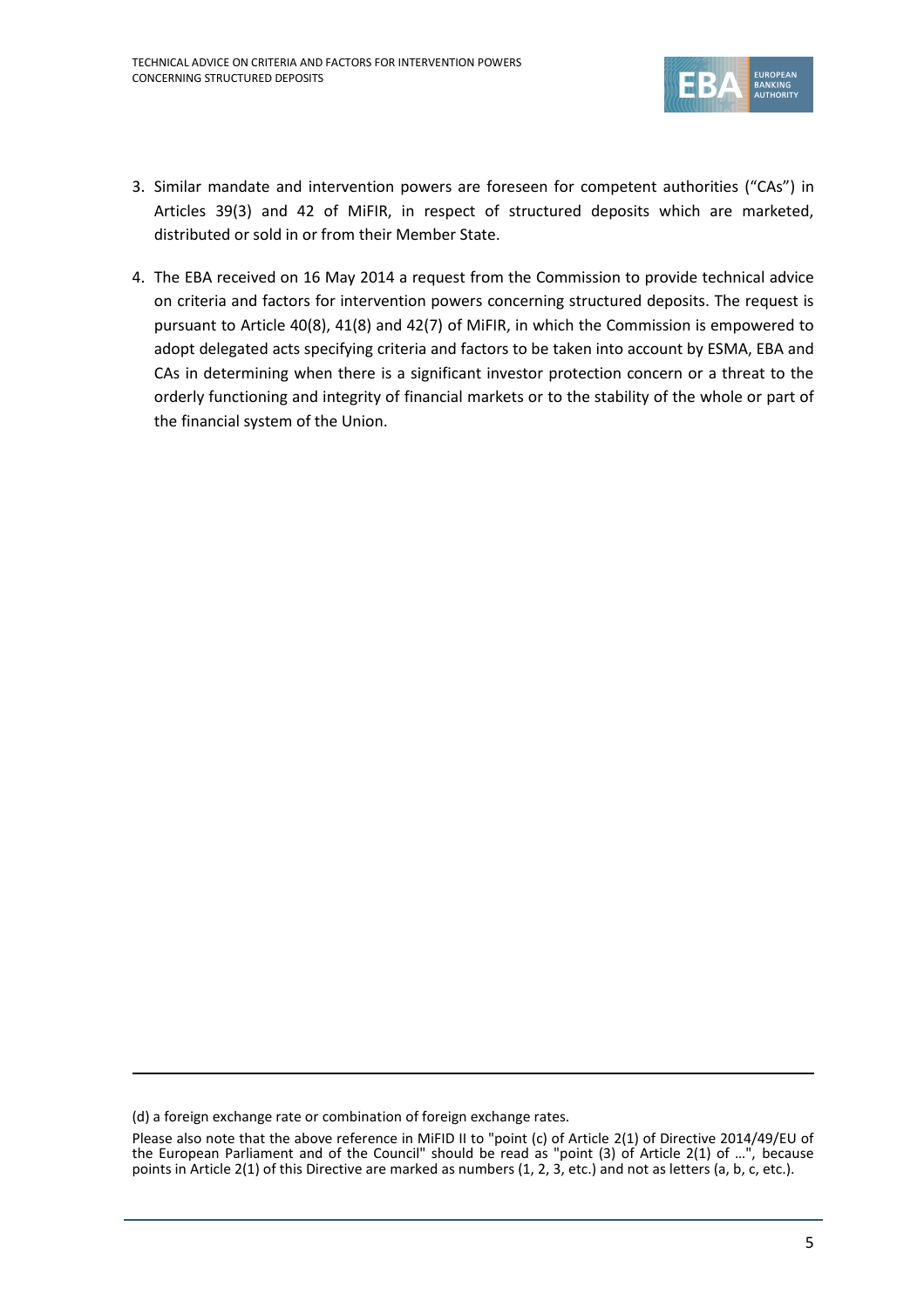3. Similar mandate and intervention powers are foreseen for competent authorities ("CAs") in Articles 39(3) and 42 of MiFIR, in respect of structured deposits which are marketed, distributed or sold in or from their Member State.

4. The EBA received on 16 May 2014 a request from the Commission to provide technical advice on criteria and factors for intervention powers concerning structured deposits. The request is pursuant to Article 40(8), 41(8) and 42(7) of MiFIR, in which the Commission is empowered to adopt delegated acts specifying criteria and factors to be taken into account by ESMA, EBA and CAs in determining when there is a significant investor protection concern or a threat to the orderly functioning and integrity of financial markets or to the stability of the whole or part of the financial system of the Union.

---

(d) a foreign exchange rate or combination of foreign exchange rates.

Please also note that the above reference in MiFID II to "point (c) of Article 2(1) of Directive 2014/49/EU of the European Parliament and of the Council" should be read as "point (3) of Article 2(1) of …", because points in Article 2(1) of this Directive are marked as numbers (1, 2, 3, etc.) and not as letters (a, b, c, etc.).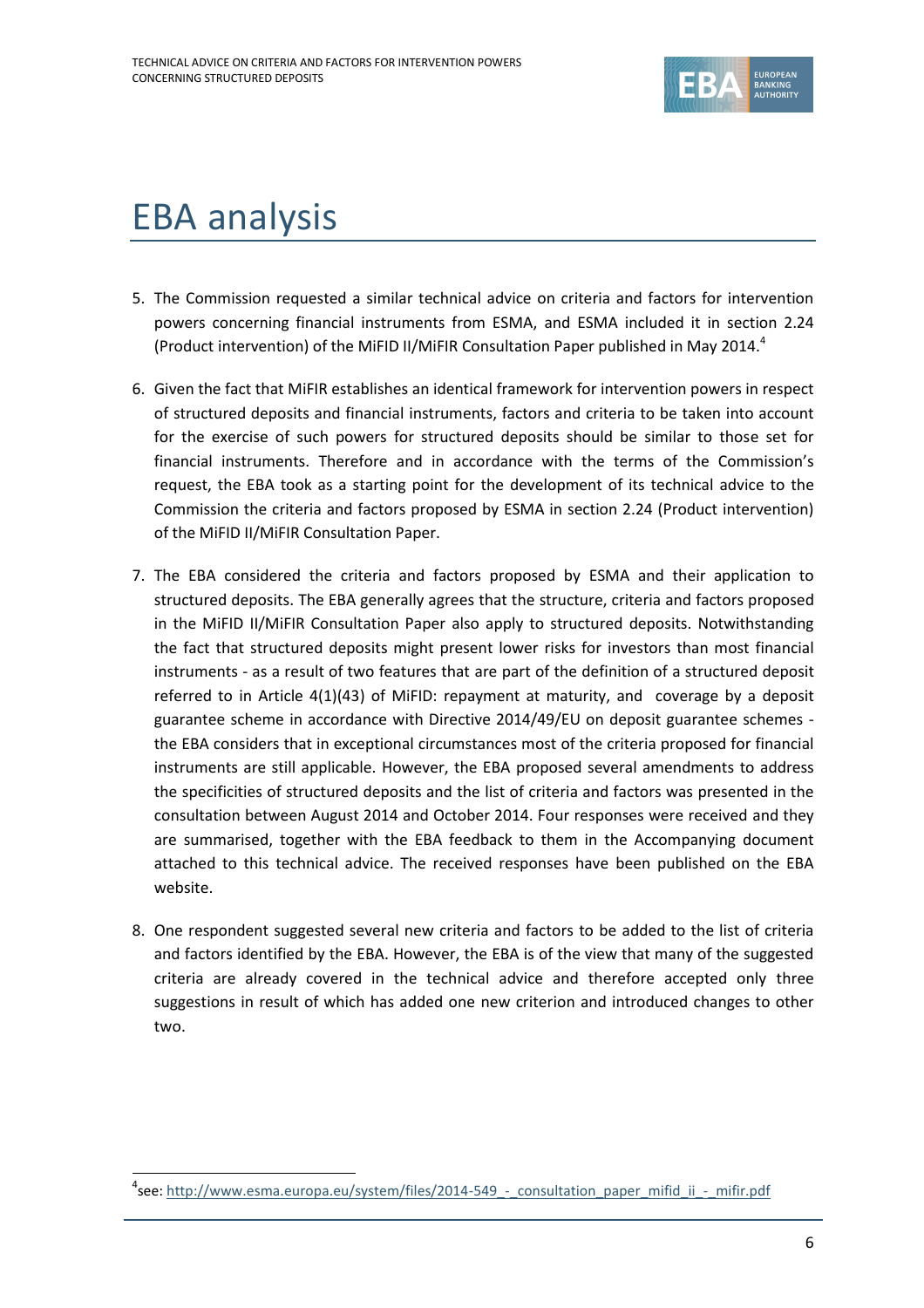# EBA analysis

5. The Commission requested a similar technical advice on criteria and factors for intervention powers concerning financial instruments from ESMA, and ESMA included it in section 2.24 (Product intervention) of the MiFID II/MiFIR Consultation Paper published in May 2014.[4]

6. Given the fact that MiFIR establishes an identical framework for intervention powers in respect of structured deposits and financial instruments, factors and criteria to be taken into account for the exercise of such powers for structured deposits should be similar to those set for financial instruments. Therefore and in accordance with the terms of the Commission's request, the EBA took as a starting point for the development of its technical advice to the Commission the criteria and factors proposed by ESMA in section 2.24 (Product intervention) of the MiFID II/MiFIR Consultation Paper.

7. The EBA considered the criteria and factors proposed by ESMA and their application to structured deposits. The EBA generally agrees that the structure, criteria and factors proposed in the MiFID II/MiFIR Consultation Paper also apply to structured deposits. Notwithstanding the fact that structured deposits might present lower risks for investors than most financial instruments - as a result of two features that are part of the definition of a structured deposit referred to in Article 4(1)(43) of MiFID: repayment at maturity, and coverage by a deposit guarantee scheme in accordance with Directive 2014/49/EU on deposit guarantee schemes - the EBA considers that in exceptional circumstances most of the criteria proposed for financial instruments are still applicable. However, the EBA proposed several amendments to address the specificities of structured deposits and the list of criteria and factors was presented in the consultation between August 2014 and October 2014. Four responses were received and they are summarised, together with the EBA feedback to them in the Accompanying document attached to this technical advice. The received responses have been published on the EBA website.

8. One respondent suggested several new criteria and factors to be added to the list of criteria and factors identified by the EBA. However, the EBA is of the view that many of the suggested criteria are already covered in the technical advice and therefore accepted only three suggestions in result of which has added one new criterion and introduced changes to other two.

[4] see: http://www.esma.europa.eu/system/files/2014-549_-_consultation_paper_mifid_ii_-_mifir.pdf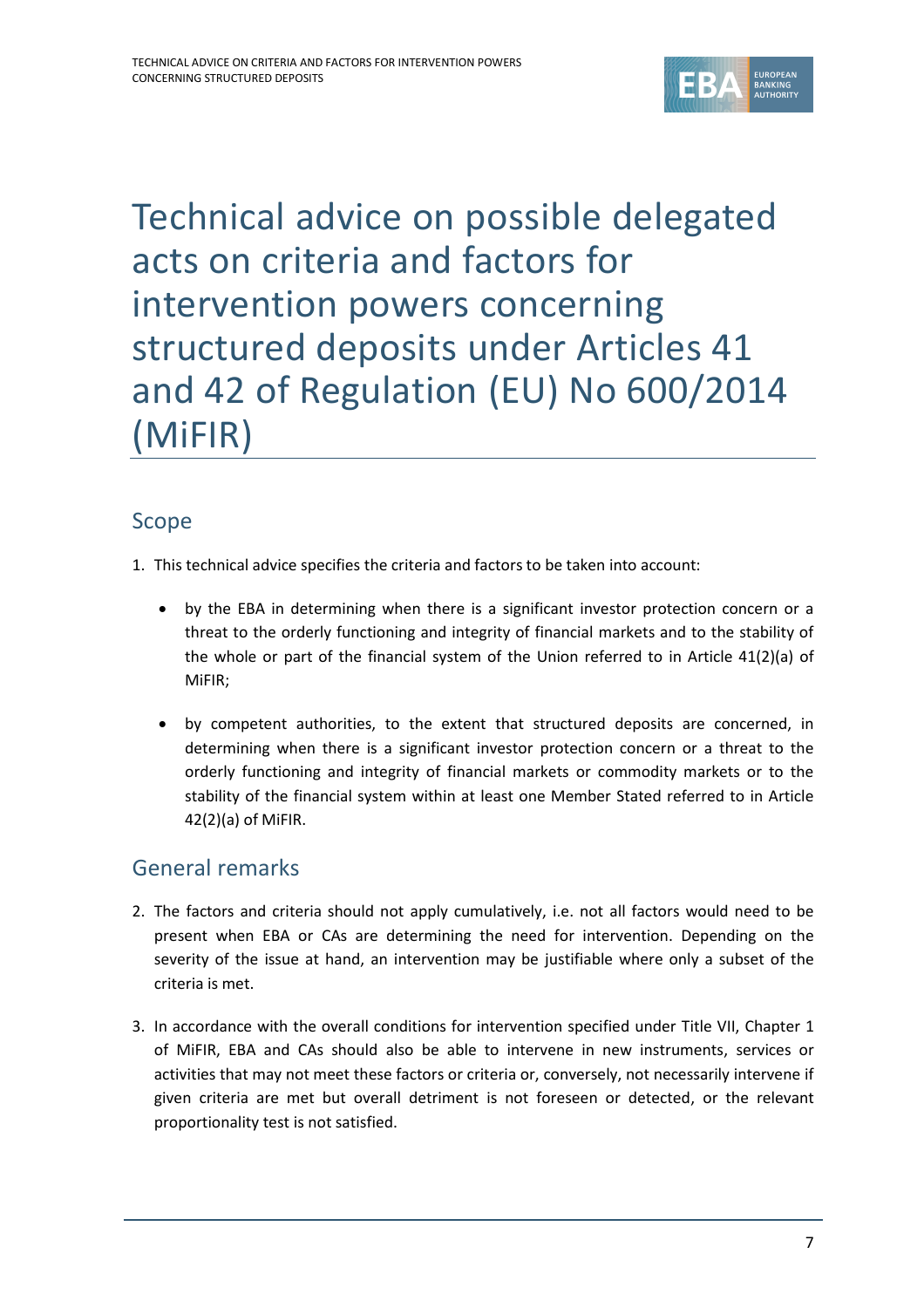# Technical advice on possible delegated acts on criteria and factors for intervention powers concerning structured deposits under Articles 41 and 42 of Regulation (EU) No 600/2014 (MiFIR)

## Scope

1. This technical advice specifies the criteria and factors to be taken into account:

   - by the EBA in determining when there is a significant investor protection concern or a threat to the orderly functioning and integrity of financial markets and to the stability of the whole or part of the financial system of the Union referred to in Article 41(2)(a) of MiFIR;

   - by competent authorities, to the extent that structured deposits are concerned, in determining when there is a significant investor protection concern or a threat to the orderly functioning and integrity of financial markets or commodity markets or to the stability of the financial system within at least one Member Stated referred to in Article 42(2)(a) of MiFIR.

## General remarks

2. The factors and criteria should not apply cumulatively, i.e. not all factors would need to be present when EBA or CAs are determining the need for intervention. Depending on the severity of the issue at hand, an intervention may be justifiable where only a subset of the criteria is met.

3. In accordance with the overall conditions for intervention specified under Title VII, Chapter 1 of MiFIR, EBA and CAs should also be able to intervene in new instruments, services or activities that may not meet these factors or criteria or, conversely, not necessarily intervene if given criteria are met but overall detriment is not foreseen or detected, or the relevant proportionality test is not satisfied.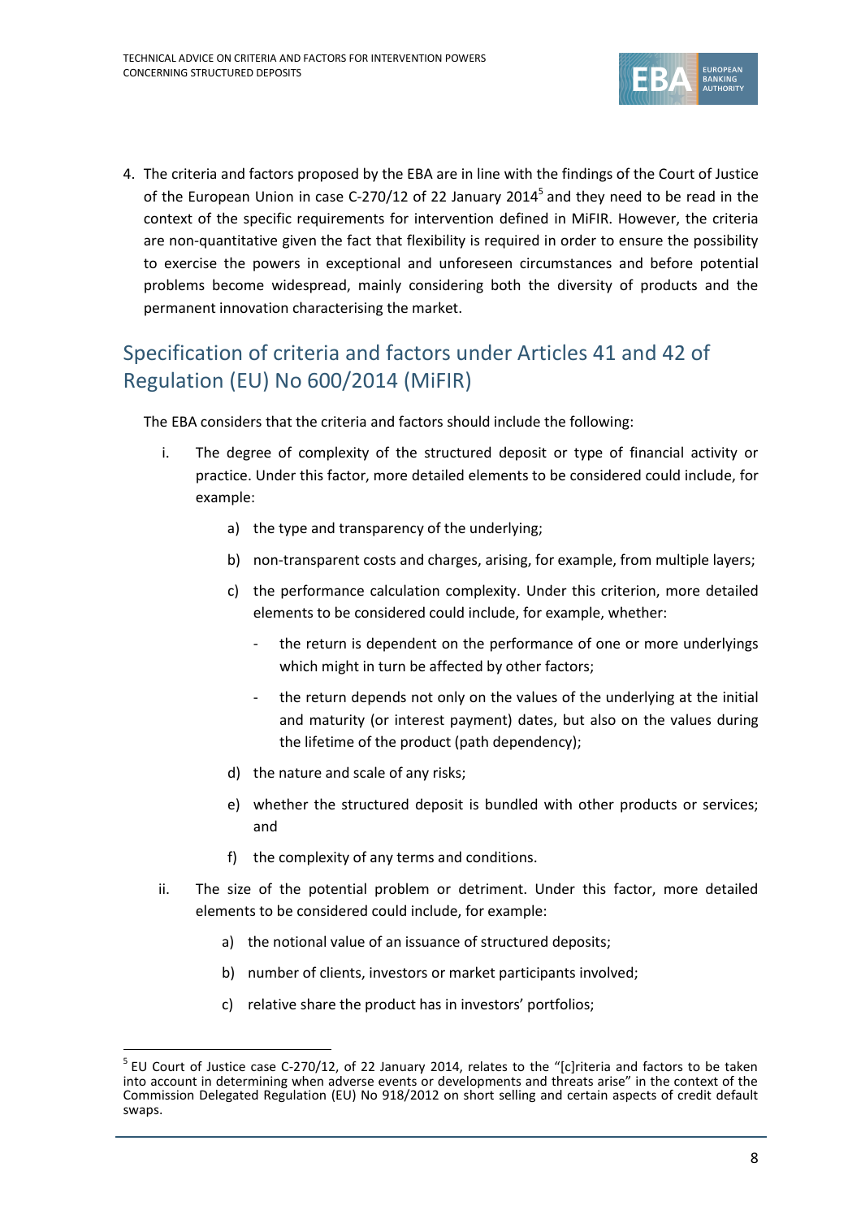4. The criteria and factors proposed by the EBA are in line with the findings of the Court of Justice of the European Union in case C-270/12 of 22 January 2014[5] and they need to be read in the context of the specific requirements for intervention defined in MiFIR. However, the criteria are non-quantitative given the fact that flexibility is required in order to ensure the possibility to exercise the powers in exceptional and unforeseen circumstances and before potential problems become widespread, mainly considering both the diversity of products and the permanent innovation characterising the market.

## Specification of criteria and factors under Articles 41 and 42 of Regulation (EU) No 600/2014 (MiFIR)

The EBA considers that the criteria and factors should include the following:

i. The degree of complexity of the structured deposit or type of financial activity or practice. Under this factor, more detailed elements to be considered could include, for example:

   a) the type and transparency of the underlying;

   b) non-transparent costs and charges, arising, for example, from multiple layers;

   c) the performance calculation complexity. Under this criterion, more detailed elements to be considered could include, for example, whether:

      - the return is dependent on the performance of one or more underlyings which might in turn be affected by other factors;

      - the return depends not only on the values of the underlying at the initial and maturity (or interest payment) dates, but also on the values during the lifetime of the product (path dependency);

   d) the nature and scale of any risks;

   e) whether the structured deposit is bundled with other products or services; and

   f) the complexity of any terms and conditions.

ii. The size of the potential problem or detriment. Under this factor, more detailed elements to be considered could include, for example:

   a) the notional value of an issuance of structured deposits;

   b) number of clients, investors or market participants involved;

   c) relative share the product has in investors' portfolios;

---

[5] EU Court of Justice case C-270/12, of 22 January 2014, relates to the "[c]riteria and factors to be taken into account in determining when adverse events or developments and threats arise" in the context of the Commission Delegated Regulation (EU) No 918/2012 on short selling and certain aspects of credit default swaps.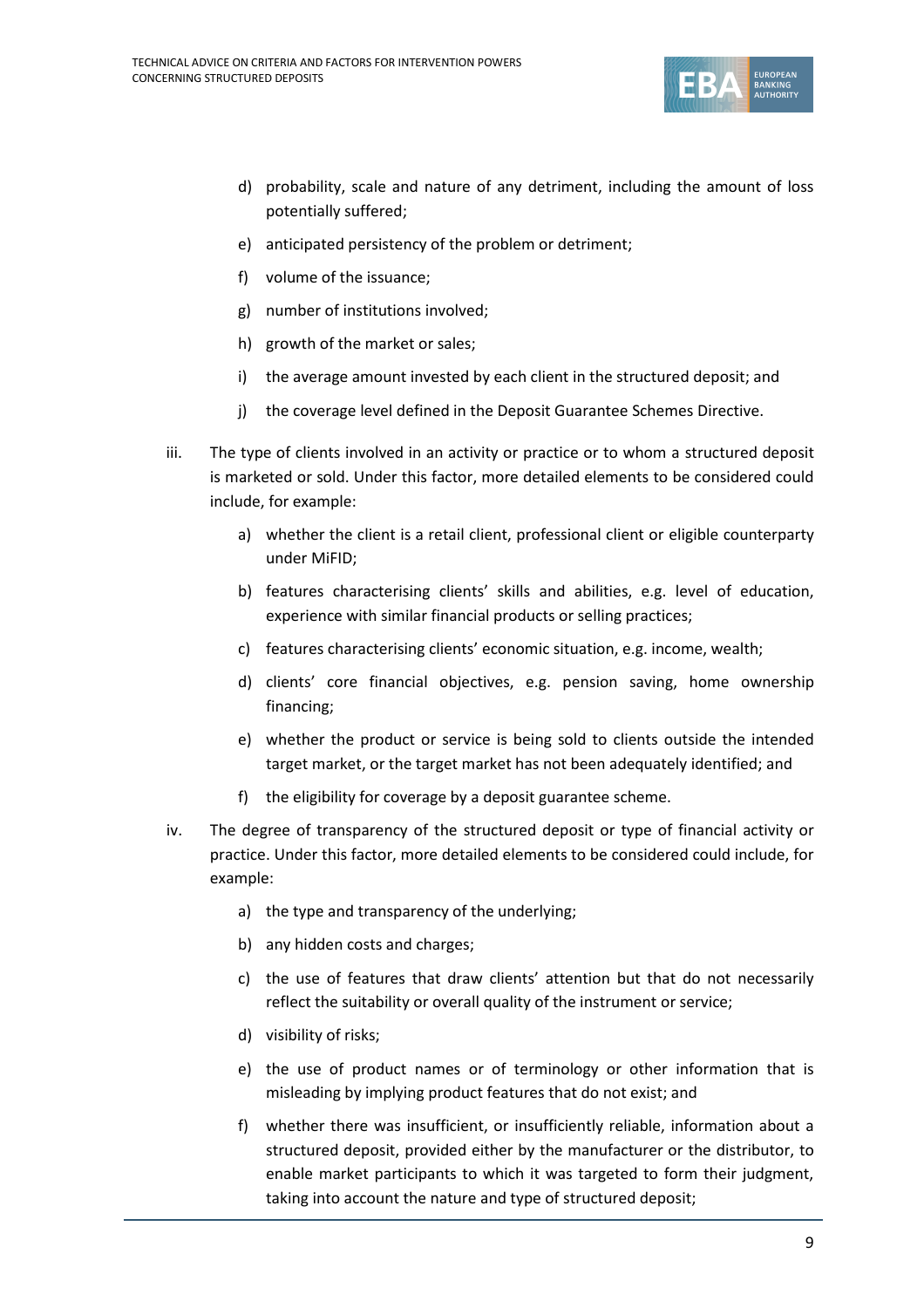d) probability, scale and nature of any detriment, including the amount of loss potentially suffered;

e) anticipated persistency of the problem or detriment;

f) volume of the issuance;

g) number of institutions involved;

h) growth of the market or sales;

i) the average amount invested by each client in the structured deposit; and

j) the coverage level defined in the Deposit Guarantee Schemes Directive.

iii. The type of clients involved in an activity or practice or to whom a structured deposit is marketed or sold. Under this factor, more detailed elements to be considered could include, for example:

a) whether the client is a retail client, professional client or eligible counterparty under MiFID;

b) features characterising clients' skills and abilities, e.g. level of education, experience with similar financial products or selling practices;

c) features characterising clients' economic situation, e.g. income, wealth;

d) clients' core financial objectives, e.g. pension saving, home ownership financing;

e) whether the product or service is being sold to clients outside the intended target market, or the target market has not been adequately identified; and

f) the eligibility for coverage by a deposit guarantee scheme.

iv. The degree of transparency of the structured deposit or type of financial activity or practice. Under this factor, more detailed elements to be considered could include, for example:

a) the type and transparency of the underlying;

b) any hidden costs and charges;

c) the use of features that draw clients' attention but that do not necessarily reflect the suitability or overall quality of the instrument or service;

d) visibility of risks;

e) the use of product names or of terminology or other information that is misleading by implying product features that do not exist; and

f) whether there was insufficient, or insufficiently reliable, information about a structured deposit, provided either by the manufacturer or the distributor, to enable market participants to which it was targeted to form their judgment, taking into account the nature and type of structured deposit;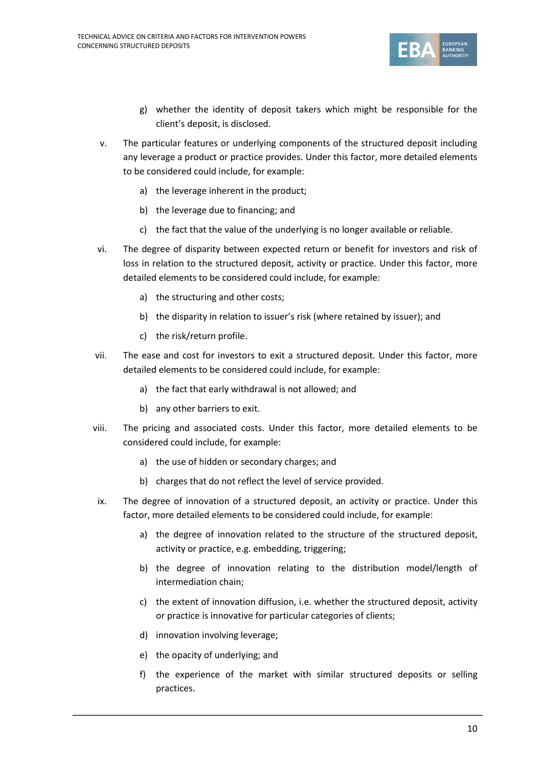g) whether the identity of deposit takers which might be responsible for the client's deposit, is disclosed.

v. The particular features or underlying components of the structured deposit including any leverage a product or practice provides. Under this factor, more detailed elements to be considered could include, for example:

   a) the leverage inherent in the product;

   b) the leverage due to financing; and

   c) the fact that the value of the underlying is no longer available or reliable.

vi. The degree of disparity between expected return or benefit for investors and risk of loss in relation to the structured deposit, activity or practice. Under this factor, more detailed elements to be considered could include, for example:

   a) the structuring and other costs;

   b) the disparity in relation to issuer's risk (where retained by issuer); and

   c) the risk/return profile.

vii. The ease and cost for investors to exit a structured deposit. Under this factor, more detailed elements to be considered could include, for example:

   a) the fact that early withdrawal is not allowed; and

   b) any other barriers to exit.

viii. The pricing and associated costs. Under this factor, more detailed elements to be considered could include, for example:

   a) the use of hidden or secondary charges; and

   b) charges that do not reflect the level of service provided.

ix. The degree of innovation of a structured deposit, an activity or practice. Under this factor, more detailed elements to be considered could include, for example:

   a) the degree of innovation related to the structure of the structured deposit, activity or practice, e.g. embedding, triggering;

   b) the degree of innovation relating to the distribution model/length of intermediation chain;

   c) the extent of innovation diffusion, i.e. whether the structured deposit, activity or practice is innovative for particular categories of clients;

   d) innovation involving leverage;

   e) the opacity of underlying; and

   f) the experience of the market with similar structured deposits or selling practices.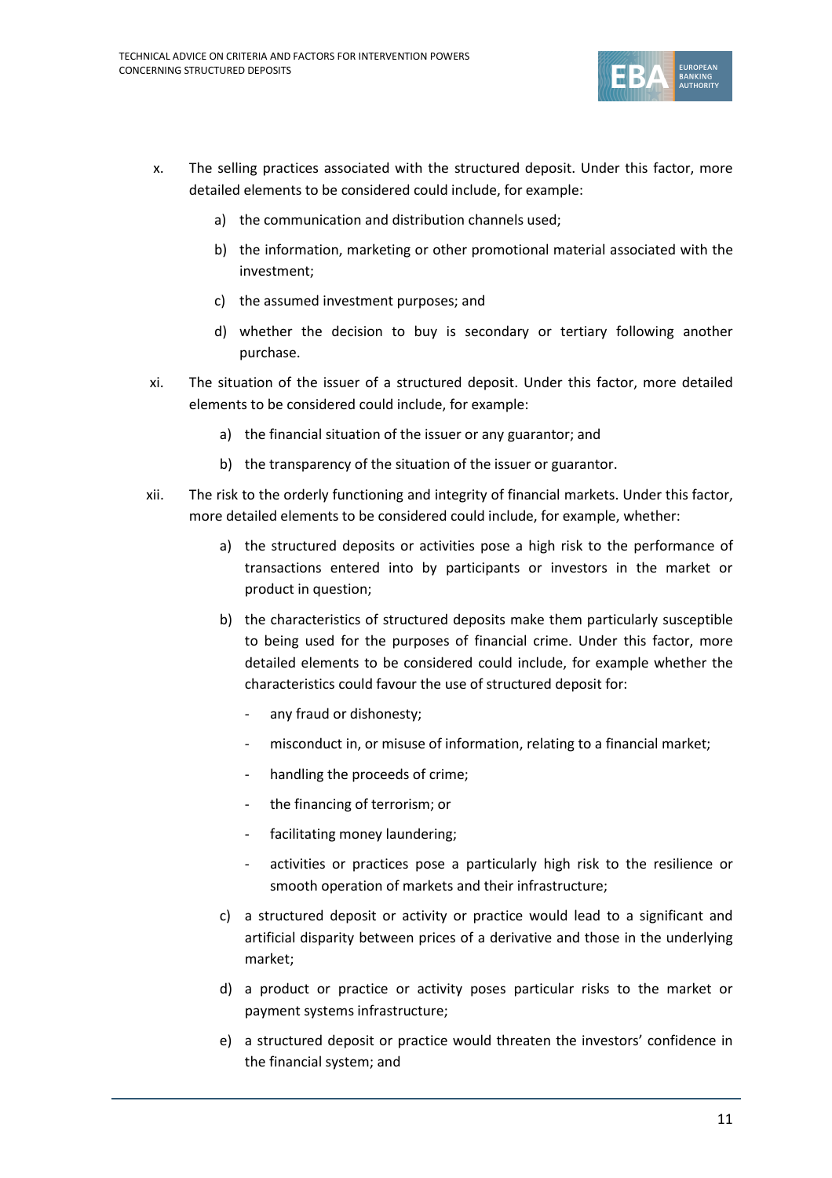x. The selling practices associated with the structured deposit. Under this factor, more detailed elements to be considered could include, for example:

   a) the communication and distribution channels used;

   b) the information, marketing or other promotional material associated with the investment;

   c) the assumed investment purposes; and

   d) whether the decision to buy is secondary or tertiary following another purchase.

xi. The situation of the issuer of a structured deposit. Under this factor, more detailed elements to be considered could include, for example:

   a) the financial situation of the issuer or any guarantor; and

   b) the transparency of the situation of the issuer or guarantor.

xii. The risk to the orderly functioning and integrity of financial markets. Under this factor, more detailed elements to be considered could include, for example, whether:

   a) the structured deposits or activities pose a high risk to the performance of transactions entered into by participants or investors in the market or product in question;

   b) the characteristics of structured deposits make them particularly susceptible to being used for the purposes of financial crime. Under this factor, more detailed elements to be considered could include, for example whether the characteristics could favour the use of structured deposit for:

      - any fraud or dishonesty;
      - misconduct in, or misuse of information, relating to a financial market;
      - handling the proceeds of crime;
      - the financing of terrorism; or
      - facilitating money laundering;
      - activities or practices pose a particularly high risk to the resilience or smooth operation of markets and their infrastructure;

   c) a structured deposit or activity or practice would lead to a significant and artificial disparity between prices of a derivative and those in the underlying market;

   d) a product or practice or activity poses particular risks to the market or payment systems infrastructure;

   e) a structured deposit or practice would threaten the investors' confidence in the financial system; and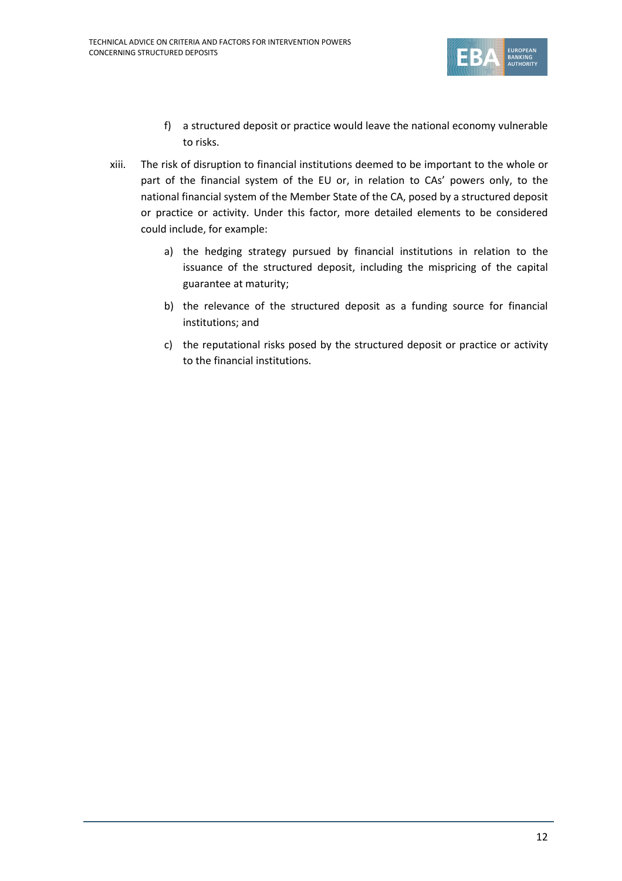f) a structured deposit or practice would leave the national economy vulnerable to risks.

xiii. The risk of disruption to financial institutions deemed to be important to the whole or part of the financial system of the EU or, in relation to CAs' powers only, to the national financial system of the Member State of the CA, posed by a structured deposit or practice or activity. Under this factor, more detailed elements to be considered could include, for example:

   a) the hedging strategy pursued by financial institutions in relation to the issuance of the structured deposit, including the mispricing of the capital guarantee at maturity;

   b) the relevance of the structured deposit as a funding source for financial institutions; and

   c) the reputational risks posed by the structured deposit or practice or activity to the financial institutions.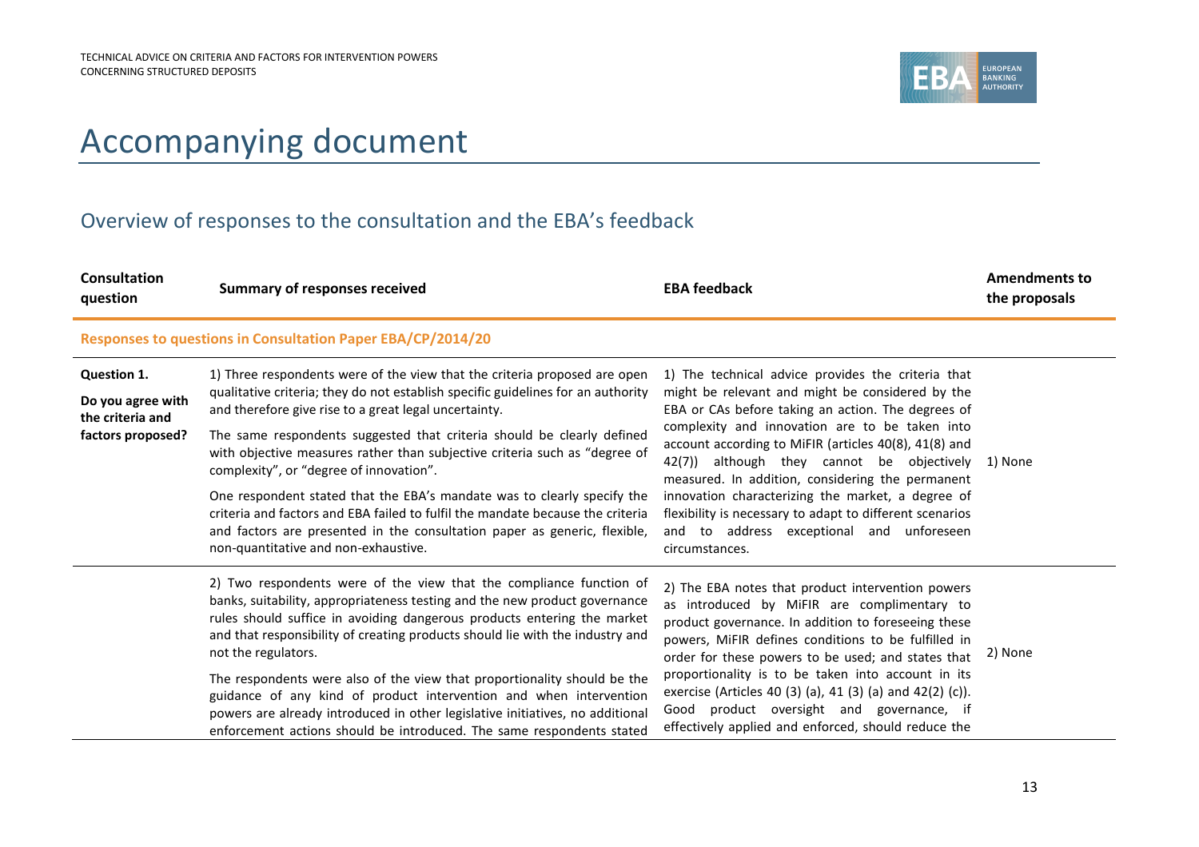# Accompanying document

## Overview of responses to the consultation and the EBA's feedback

| Consultation question | Summary of responses received | EBA feedback | Amendments to the proposals |
|---|---|---|---|
| **Responses to questions in Consultation Paper EBA/CP/2014/20** | | | |
| **Question 1.** **Do you agree with the criteria and factors proposed?** | 1) Three respondents were of the view that the criteria proposed are open qualitative criteria; they do not establish specific guidelines for an authority and therefore give rise to a great legal uncertainty. The same respondents suggested that criteria should be clearly defined with objective measures rather than subjective criteria such as "degree of complexity", or "degree of innovation". One respondent stated that the EBA's mandate was to clearly specify the criteria and factors and EBA failed to fulfil the mandate because the criteria and factors are presented in the consultation paper as generic, flexible, non-quantitative and non-exhaustive. | 1) The technical advice provides the criteria that might be relevant and might be considered by the EBA or CAs before taking an action. The degrees of complexity and innovation are to be taken into account according to MiFIR (articles 40(8), 41(8) and 42(7)) although they cannot be objectively measured. In addition, considering the permanent innovation characterizing the market, a degree of flexibility is necessary to adapt to different scenarios and to address exceptional and unforeseen circumstances. | 1) None |
| | 2) Two respondents were of the view that the compliance function of banks, suitability, appropriateness testing and the new product governance rules should suffice in avoiding dangerous products entering the market and that responsibility of creating products should lie with the industry and not the regulators. The respondents were also of the view that proportionality should be the guidance of any kind of product intervention and when intervention powers are already introduced in other legislative initiatives, no additional enforcement actions should be introduced. The same respondents stated | 2) The EBA notes that product intervention powers as introduced by MiFIR are complimentary to product governance. In addition to foreseeing these powers, MiFIR defines conditions to be fulfilled in order for these powers to be used; and states that proportionality is to be taken into account in its exercise (Articles 40 (3) (a), 41 (3) (a) and 42(2) (c)). Good product oversight and governance, if effectively applied and enforced, should reduce the | 2) None |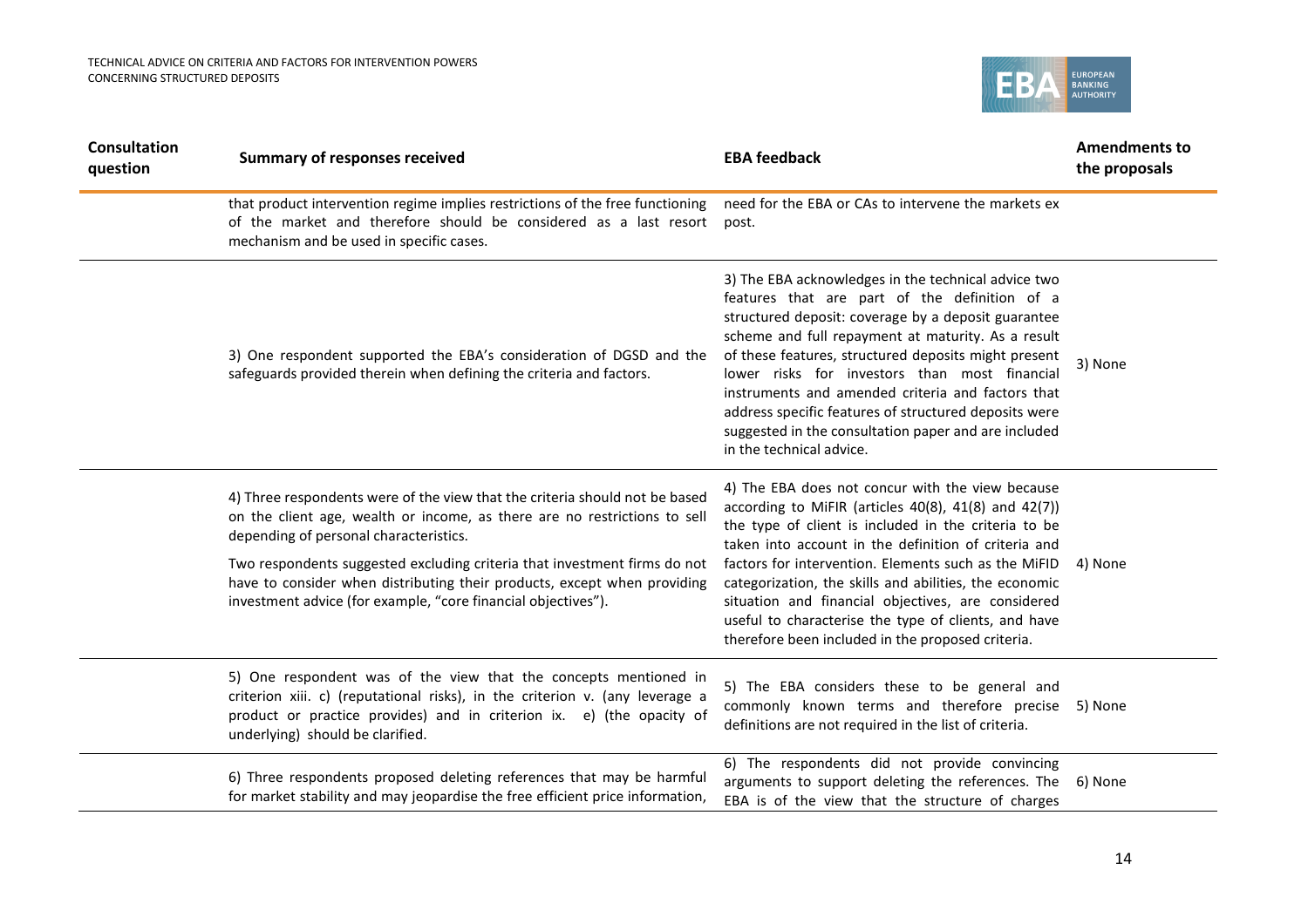| Consultation question | Summary of responses received | EBA feedback | Amendments to the proposals |
|---|---|---|---|
| | that product intervention regime implies restrictions of the free functioning of the market and therefore should be considered as a last resort mechanism and be used in specific cases. | need for the EBA or CAs to intervene the markets ex post. | |
| | 3) One respondent supported the EBA's consideration of DGSD and the safeguards provided therein when defining the criteria and factors. | 3) The EBA acknowledges in the technical advice two features that are part of the definition of a structured deposit: coverage by a deposit guarantee scheme and full repayment at maturity. As a result of these features, structured deposits might present lower risks for investors than most financial instruments and amended criteria and factors that address specific features of structured deposits were suggested in the consultation paper and are included in the technical advice. | 3) None |
| | 4) Three respondents were of the view that the criteria should not be based on the client age, wealth or income, as there are no restrictions to sell depending of personal characteristics.<br><br>Two respondents suggested excluding criteria that investment firms do not have to consider when distributing their products, except when providing investment advice (for example, "core financial objectives"). | 4) The EBA does not concur with the view because according to MiFIR (articles 40(8), 41(8) and 42(7)) the type of client is included in the criteria to be taken into account in the definition of criteria and factors for intervention. Elements such as the MiFID categorization, the skills and abilities, the economic situation and financial objectives, are considered useful to characterise the type of clients, and have therefore been included in the proposed criteria. | 4) None |
| | 5) One respondent was of the view that the concepts mentioned in criterion xiii. c) (reputational risks), in the criterion v. (any leverage a product or practice provides) and in criterion ix. e) (the opacity of underlying) should be clarified. | 5) The EBA considers these to be general and commonly known terms and therefore precise definitions are not required in the list of criteria. | 5) None |
| | 6) Three respondents proposed deleting references that may be harmful for market stability and may jeopardise the free efficient price information, | 6) The respondents did not provide convincing arguments to support deleting the references. The EBA is of the view that the structure of charges | 6) None |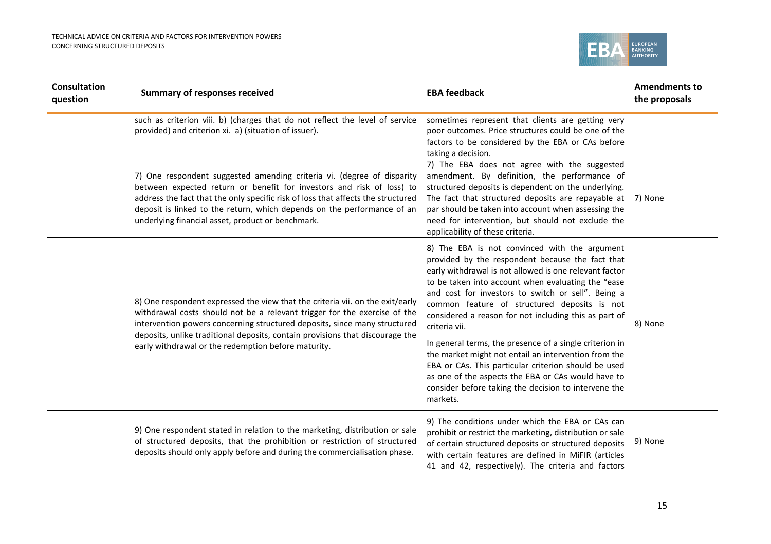| Consultation question | Summary of responses received | EBA feedback | Amendments to the proposals |
|---|---|---|---|
| | such as criterion viii. b) (charges that do not reflect the level of service provided) and criterion xi. a) (situation of issuer). | sometimes represent that clients are getting very poor outcomes. Price structures could be one of the factors to be considered by the EBA or CAs before taking a decision. | |
| | 7) One respondent suggested amending criteria vi. (degree of disparity between expected return or benefit for investors and risk of loss) to address the fact that the only specific risk of loss that affects the structured deposit is linked to the return, which depends on the performance of an underlying financial asset, product or benchmark. | 7) The EBA does not agree with the suggested amendment. By definition, the performance of structured deposits is dependent on the underlying. The fact that structured deposits are repayable at par should be taken into account when assessing the need for intervention, but should not exclude the applicability of these criteria. | 7) None |
| | 8) One respondent expressed the view that the criteria vii. on the exit/early withdrawal costs should not be a relevant trigger for the exercise of the intervention powers concerning structured deposits, since many structured deposits, unlike traditional deposits, contain provisions that discourage the early withdrawal or the redemption before maturity. | 8) The EBA is not convinced with the argument provided by the respondent because the fact that early withdrawal is not allowed is one relevant factor to be taken into account when evaluating the "ease and cost for investors to switch or sell". Being a common feature of structured deposits is not considered a reason for not including this as part of criteria vii.<br><br>In general terms, the presence of a single criterion in the market might not entail an intervention from the EBA or CAs. This particular criterion should be used as one of the aspects the EBA or CAs would have to consider before taking the decision to intervene the markets. | 8) None |
| | 9) One respondent stated in relation to the marketing, distribution or sale of structured deposits, that the prohibition or restriction of structured deposits should only apply before and during the commercialisation phase. | 9) The conditions under which the EBA or CAs can prohibit or restrict the marketing, distribution or sale of certain structured deposits or structured deposits with certain features are defined in MiFIR (articles 41 and 42, respectively). The criteria and factors | 9) None |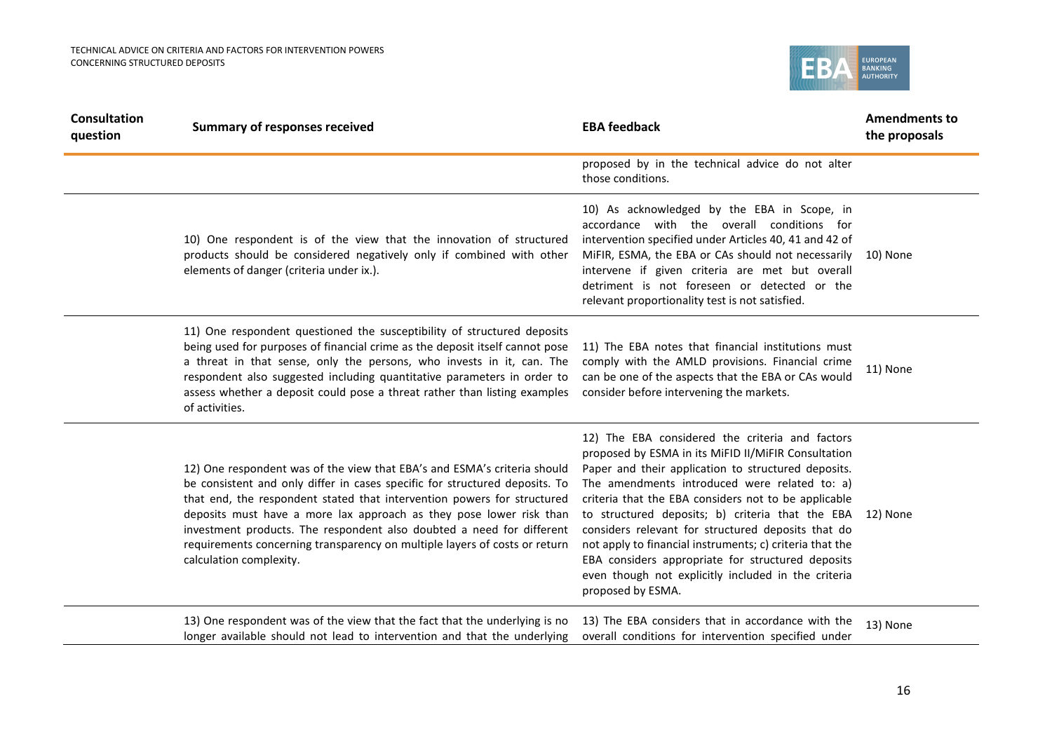| Consultation question | Summary of responses received | EBA feedback | Amendments to the proposals |
|---|---|---|---|
| | | proposed by in the technical advice do not alter those conditions. | |
| | 10) One respondent is of the view that the innovation of structured products should be considered negatively only if combined with other elements of danger (criteria under ix.). | 10) As acknowledged by the EBA in Scope, in accordance with the overall conditions for intervention specified under Articles 40, 41 and 42 of MiFIR, ESMA, the EBA or CAs should not necessarily intervene if given criteria are met but overall detriment is not foreseen or detected or the relevant proportionality test is not satisfied. | 10) None |
| | 11) One respondent questioned the susceptibility of structured deposits being used for purposes of financial crime as the deposit itself cannot pose a threat in that sense, only the persons, who invests in it, can. The respondent also suggested including quantitative parameters in order to assess whether a deposit could pose a threat rather than listing examples of activities. | 11) The EBA notes that financial institutions must comply with the AMLD provisions. Financial crime can be one of the aspects that the EBA or CAs would consider before intervening the markets. | 11) None |
| | 12) One respondent was of the view that EBA's and ESMA's criteria should be consistent and only differ in cases specific for structured deposits. To that end, the respondent stated that intervention powers for structured deposits must have a more lax approach as they pose lower risk than investment products. The respondent also doubted a need for different requirements concerning transparency on multiple layers of costs or return calculation complexity. | 12) The EBA considered the criteria and factors proposed by ESMA in its MiFID II/MiFIR Consultation Paper and their application to structured deposits. The amendments introduced were related to: a) criteria that the EBA considers not to be applicable to structured deposits; b) criteria that the EBA considers relevant for structured deposits that do not apply to financial instruments; c) criteria that the EBA considers appropriate for structured deposits even though not explicitly included in the criteria proposed by ESMA. | 12) None |
| | 13) One respondent was of the view that the fact that the underlying is no longer available should not lead to intervention and that the underlying | 13) The EBA considers that in accordance with the overall conditions for intervention specified under | 13) None |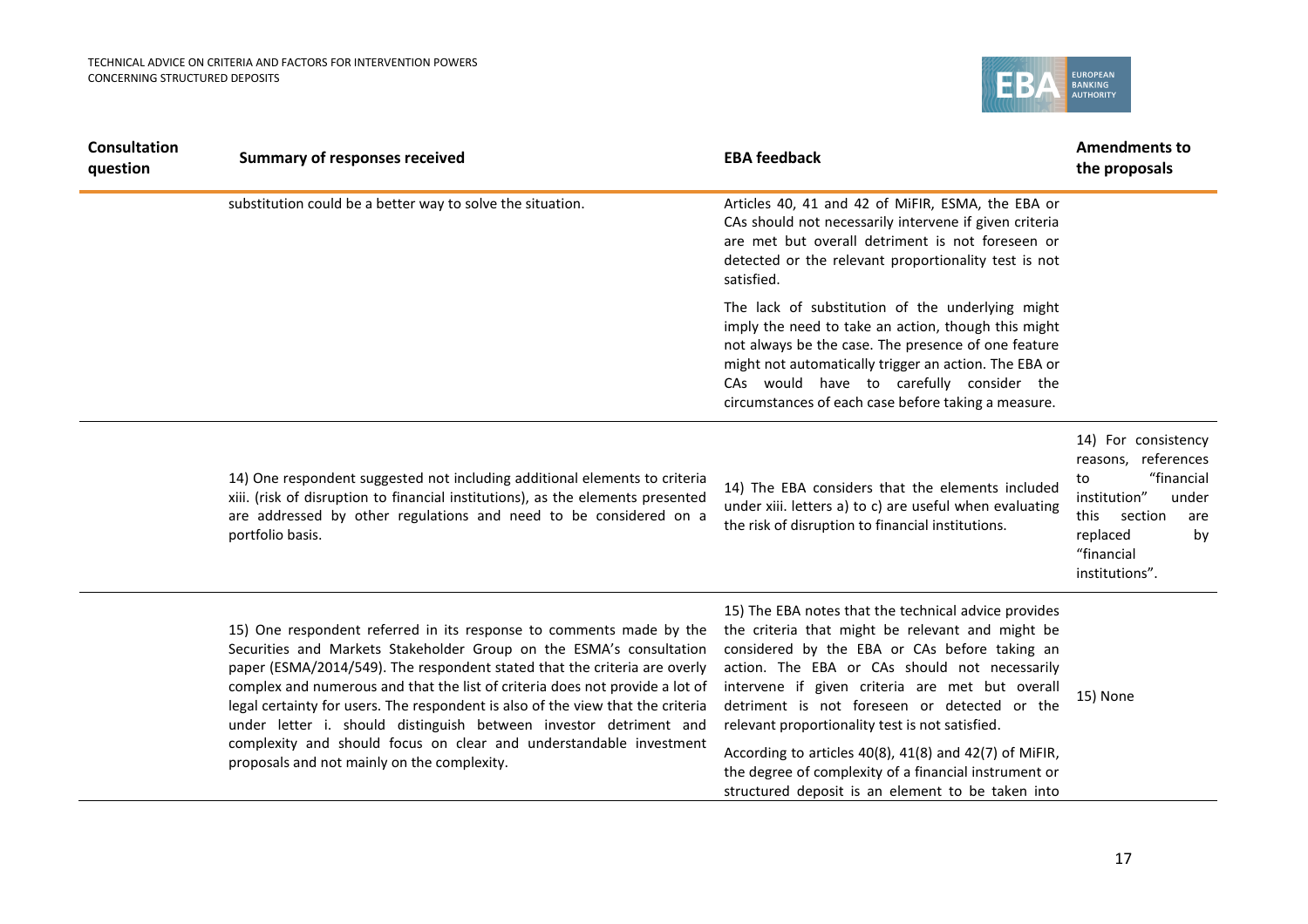| Consultation question | Summary of responses received | EBA feedback | Amendments to the proposals |
|---|---|---|---|
| | substitution could be a better way to solve the situation. | Articles 40, 41 and 42 of MiFIR, ESMA, the EBA or CAs should not necessarily intervene if given criteria are met but overall detriment is not foreseen or detected or the relevant proportionality test is not satisfied.<br><br>The lack of substitution of the underlying might imply the need to take an action, though this might not always be the case. The presence of one feature might not automatically trigger an action. The EBA or CAs would have to carefully consider the circumstances of each case before taking a measure. | |
| | 14) One respondent suggested not including additional elements to criteria xiii. (risk of disruption to financial institutions), as the elements presented are addressed by other regulations and need to be considered on a portfolio basis. | 14) The EBA considers that the elements included under xiii. letters a) to c) are useful when evaluating the risk of disruption to financial institutions. | 14) For consistency reasons, references to "financial institution" under this section are replaced by "financial institutions". |
| | 15) One respondent referred in its response to comments made by the Securities and Markets Stakeholder Group on the ESMA's consultation paper (ESMA/2014/549). The respondent stated that the criteria are overly complex and numerous and that the list of criteria does not provide a lot of legal certainty for users. The respondent is also of the view that the criteria under letter i. should distinguish between investor detriment and complexity and should focus on clear and understandable investment proposals and not mainly on the complexity. | 15) The EBA notes that the technical advice provides the criteria that might be relevant and might be considered by the EBA or CAs before taking an action. The EBA or CAs should not necessarily intervene if given criteria are met but overall detriment is not foreseen or detected or the relevant proportionality test is not satisfied.<br><br>According to articles 40(8), 41(8) and 42(7) of MiFIR, the degree of complexity of a financial instrument or structured deposit is an element to be taken into | 15) None |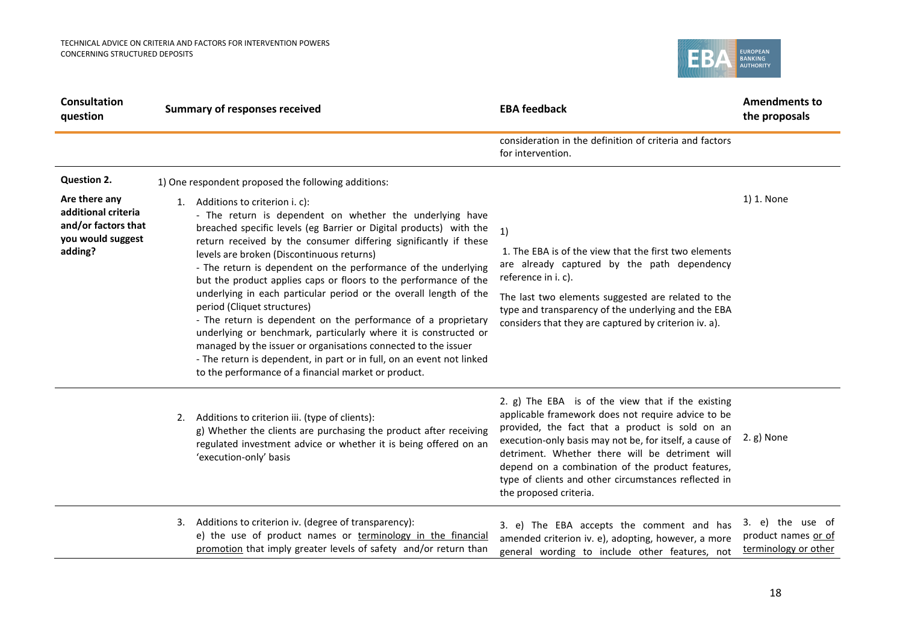| Consultation question | Summary of responses received | EBA feedback | Amendments to the proposals |
|---|---|---|---|
| | | consideration in the definition of criteria and factors for intervention. | |
| **Question 2.**<br><br>**Are there any additional criteria and/or factors that you would suggest adding?** | 1) One respondent proposed the following additions:<br><br>1. Additions to criterion i. c):<br>- The return is dependent on whether the underlying have breached specific levels (eg Barrier or Digital products) with the return received by the consumer differing significantly if these levels are broken (Discontinuous returns)<br>- The return is dependent on the performance of the underlying but the product applies caps or floors to the performance of the underlying in each particular period or the overall length of the period (Cliquet structures)<br>- The return is dependent on the performance of a proprietary underlying or benchmark, particularly where it is constructed or managed by the issuer or organisations connected to the issuer<br>- The return is dependent, in part or in full, on an event not linked to the performance of a financial market or product. | 1)<br><br>1. The EBA is of the view that the first two elements are already captured by the path dependency reference in i. c).<br><br>The last two elements suggested are related to the type and transparency of the underlying and the EBA considers that they are captured by criterion iv. a). | 1) 1. None |
| | 2. Additions to criterion iii. (type of clients):<br>g) Whether the clients are purchasing the product after receiving regulated investment advice or whether it is being offered on an 'execution-only' basis | 2. g) The EBA is of the view that if the existing applicable framework does not require advice to be provided, the fact that a product is sold on an execution-only basis may not be, for itself, a cause of detriment. Whether there will be detriment will depend on a combination of the product features, type of clients and other circumstances reflected in the proposed criteria. | 2. g) None |
| | 3. Additions to criterion iv. (degree of transparency):<br>e) the use of product names or <u>terminology in the financial promotion</u> that imply greater levels of safety and/or return than | 3. e) The EBA accepts the comment and has amended criterion iv. e), adopting, however, a more general wording to include other features, not | 3. e) the use of product names <u>or of terminology or other</u> |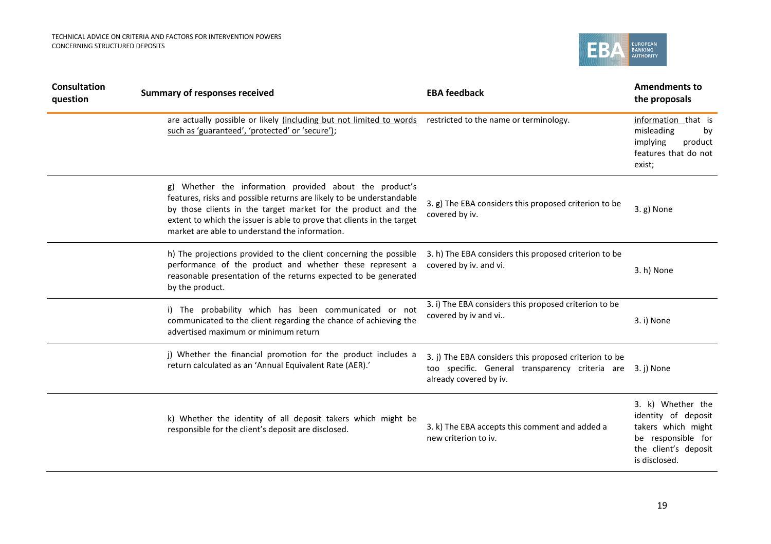| Consultation question | Summary of responses received | EBA feedback | Amendments to the proposals |
|---|---|---|---|
| | are actually possible or likely (including but not limited to words such as 'guaranteed', 'protected' or 'secure'); | restricted to the name or terminology. | information that is misleading by implying product features that do not exist; |
| | g) Whether the information provided about the product's features, risks and possible returns are likely to be understandable by those clients in the target market for the product and the extent to which the issuer is able to prove that clients in the target market are able to understand the information. | 3. g) The EBA considers this proposed criterion to be covered by iv. | 3. g) None |
| | h) The projections provided to the client concerning the possible performance of the product and whether these represent a reasonable presentation of the returns expected to be generated by the product. | 3. h) The EBA considers this proposed criterion to be covered by iv. and vi. | 3. h) None |
| | i) The probability which has been communicated or not communicated to the client regarding the chance of achieving the advertised maximum or minimum return | 3. i) The EBA considers this proposed criterion to be covered by iv and vi.. | 3. i) None |
| | j) Whether the financial promotion for the product includes a return calculated as an 'Annual Equivalent Rate (AER).' | 3. j) The EBA considers this proposed criterion to be too specific. General transparency criteria are already covered by iv. | 3. j) None |
| | k) Whether the identity of all deposit takers which might be responsible for the client's deposit are disclosed. | 3. k) The EBA accepts this comment and added a new criterion to iv. | 3. k) Whether the identity of deposit takers which might be responsible for the client's deposit is disclosed. |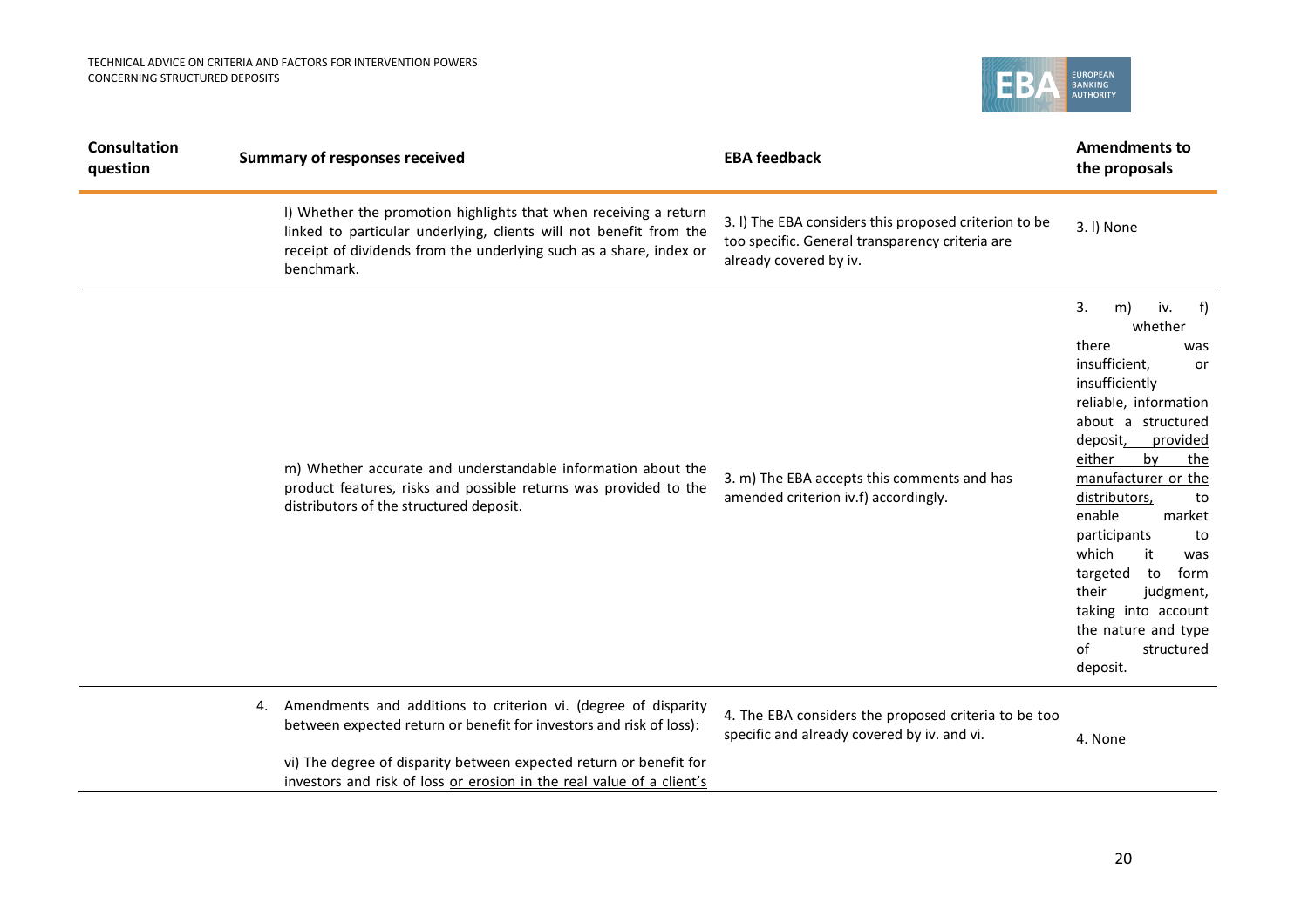| Consultation question | Summary of responses received | EBA feedback | Amendments to the proposals |
|---|---|---|---|
| | l) Whether the promotion highlights that when receiving a return linked to particular underlying, clients will not benefit from the receipt of dividends from the underlying such as a share, index or benchmark. | 3. l) The EBA considers this proposed criterion to be too specific. General transparency criteria are already covered by iv. | 3. l) None |
| | m) Whether accurate and understandable information about the product features, risks and possible returns was provided to the distributors of the structured deposit. | 3. m) The EBA accepts this comments and has amended criterion iv.f) accordingly. | 3. m) iv. f) whether there was insufficient, or insufficiently reliable, information about a structured deposit, <u>provided either by the manufacturer or the distributors,</u> to enable market participants to which it was targeted to form their judgment, taking into account the nature and type of structured deposit. |
| | 4. Amendments and additions to criterion vi. (degree of disparity between expected return or benefit for investors and risk of loss):<br><br>vi) The degree of disparity between expected return or benefit for investors and risk of loss <u>or erosion in the real value of a client's</u> | 4. The EBA considers the proposed criteria to be too specific and already covered by iv. and vi. | 4. None |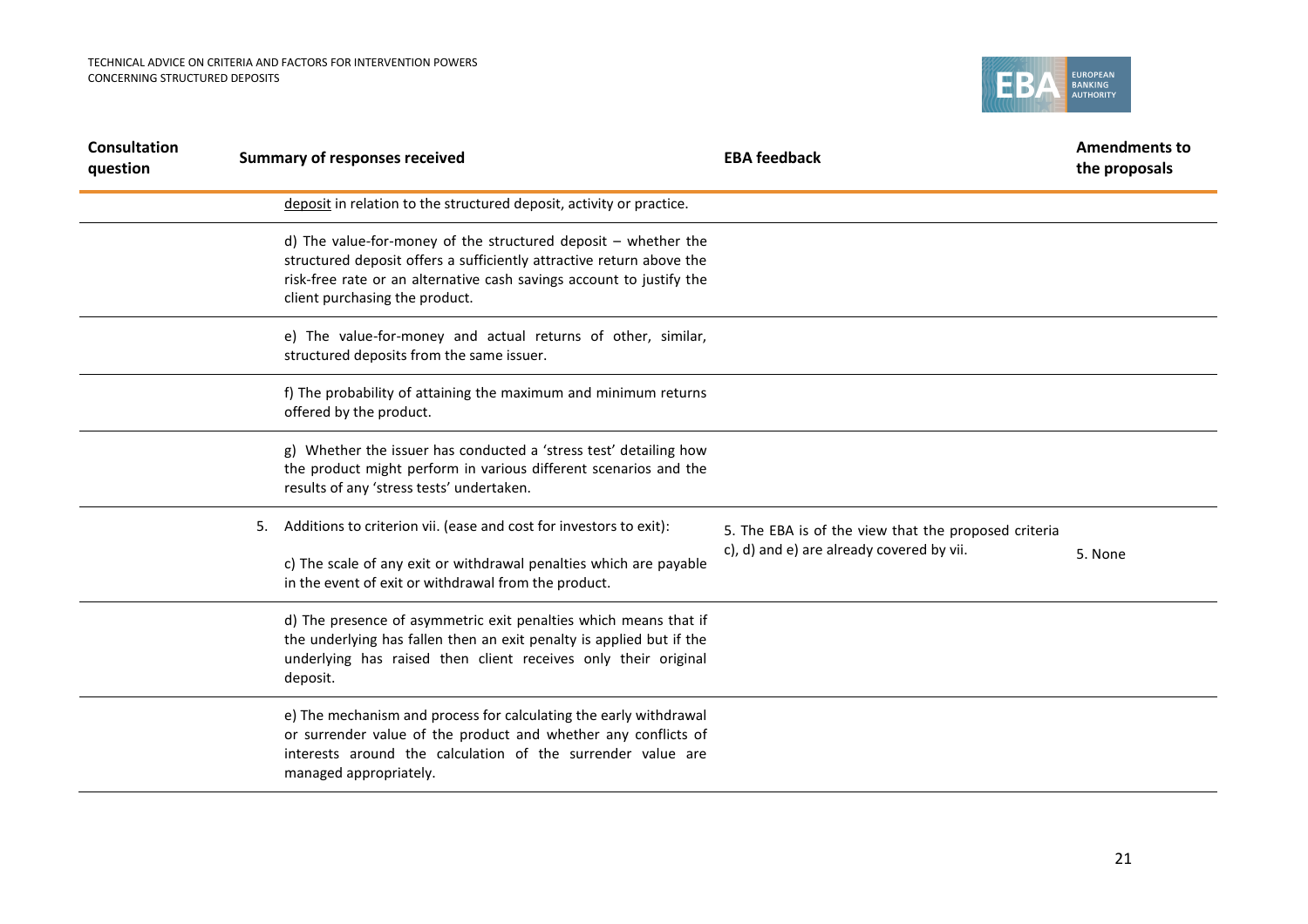| Consultation question | Summary of responses received | EBA feedback | Amendments to the proposals |
| --- | --- | --- | --- |
| | deposit in relation to the structured deposit, activity or practice. | | |
| | d) The value-for-money of the structured deposit – whether the structured deposit offers a sufficiently attractive return above the risk-free rate or an alternative cash savings account to justify the client purchasing the product. | | |
| | e) The value-for-money and actual returns of other, similar, structured deposits from the same issuer. | | |
| | f) The probability of attaining the maximum and minimum returns offered by the product. | | |
| | g) Whether the issuer has conducted a 'stress test' detailing how the product might perform in various different scenarios and the results of any 'stress tests' undertaken. | | |
| | 5. Additions to criterion vii. (ease and cost for investors to exit): c) The scale of any exit or withdrawal penalties which are payable in the event of exit or withdrawal from the product. | 5. The EBA is of the view that the proposed criteria c), d) and e) are already covered by vii. | 5. None |
| | d) The presence of asymmetric exit penalties which means that if the underlying has fallen then an exit penalty is applied but if the underlying has raised then client receives only their original deposit. | | |
| | e) The mechanism and process for calculating the early withdrawal or surrender value of the product and whether any conflicts of interests around the calculation of the surrender value are managed appropriately. | | |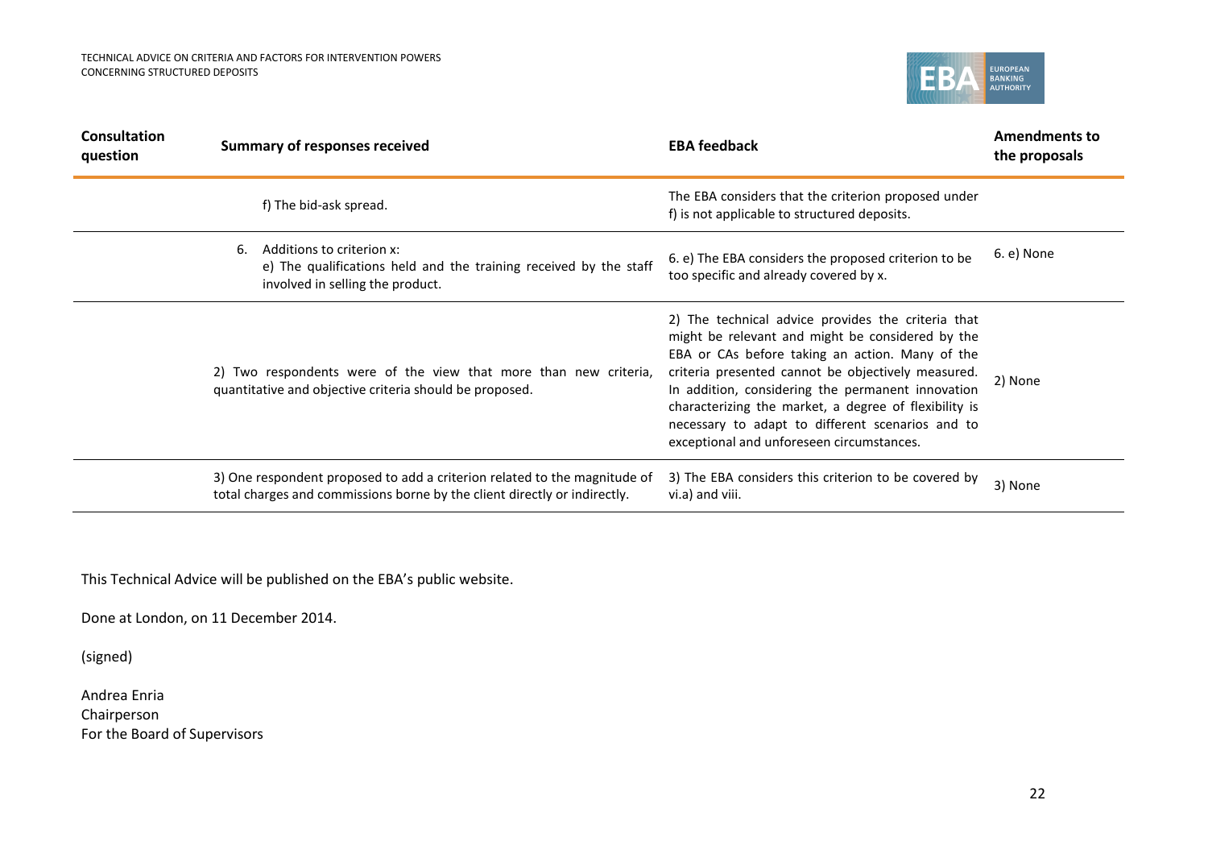| Consultation question | Summary of responses received | EBA feedback | Amendments to the proposals |
|---|---|---|---|
| | f) The bid-ask spread. | The EBA considers that the criterion proposed under f) is not applicable to structured deposits. | |
| | 6. Additions to criterion x:<br>e) The qualifications held and the training received by the staff involved in selling the product. | 6. e) The EBA considers the proposed criterion to be too specific and already covered by x. | 6. e) None |
| | 2) Two respondents were of the view that more than new criteria, quantitative and objective criteria should be proposed. | 2) The technical advice provides the criteria that might be relevant and might be considered by the EBA or CAs before taking an action. Many of the criteria presented cannot be objectively measured. In addition, considering the permanent innovation characterizing the market, a degree of flexibility is necessary to adapt to different scenarios and to exceptional and unforeseen circumstances. | 2) None |
| | 3) One respondent proposed to add a criterion related to the magnitude of total charges and commissions borne by the client directly or indirectly. | 3) The EBA considers this criterion to be covered by vi.a) and viii. | 3) None |

This Technical Advice will be published on the EBA's public website.

Done at London, on 11 December 2014.

(signed)

Andrea Enria
Chairperson
For the Board of Supervisors